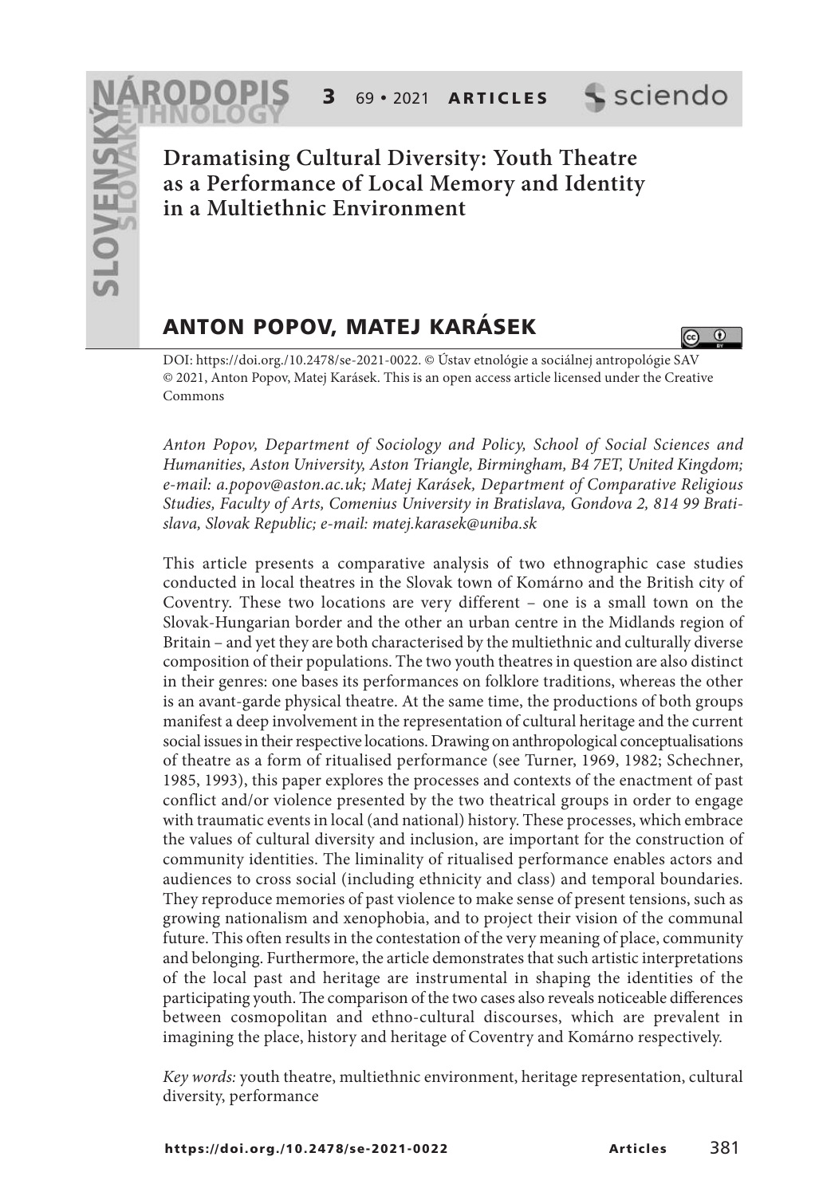# Dramatising Cultural Diversity: Youth Theatre as a Performance of Local Memory and Identity in a Multiethnic Environment

## ANTON POPOV, MATEJ KARÁSEK

DOI: https://doi.org/10.2478/se-2021-0022. © Ústav etnológie a sociálnej antropológie SAV © 2021, Anton Popov, Matej Karásek. This is an open access article licensed under the Creative Commons

*Anton Popov, Department of Sociology and Policy, School of Social Sciences and Humanities, Aston University, Aston Triangle, Birmingham, B4 7ET, United Kingdom; e-mail: a.popov@aston.ac.uk; Matej Karásek, Department of Comparative Religious Studies, Faculty of Arts, Comenius University in Bratislava, Gondova 2, 814 99 Bratislava, Slovak Republic; e-mail: matej.karasek@uniba.sk*

This article presents a comparative analysis of two ethnographic case studies conducted in local theatres in the Slovak town of Komárno and the British city of Coventry. These two locations are very different – one is a small town on the Slovak-Hungarian border and the other an urban centre in the Midlands region of Britain – and yet they are both characterised by the multiethnic and culturally diverse composition of their populations. The two youth theatres in question are also distinct in their genres: one bases its performances on folklore traditions, whereas the other is an avant-garde physical theatre. At the same time, the productions of both groups manifest a deep involvement in the representation of cultural heritage and the current social issues in their respective locations. Drawing on anthropological conceptualisations of theatre as a form of ritualised performance (see Turner, 1969, 1982; Schechner, 1985, 1993), this paper explores the processes and contexts of the enactment of past conflict and/or violence presented by the two theatrical groups in order to engage with traumatic events in local (and national) history. These processes, which embrace the values of cultural diversity and inclusion, are important for the construction of community identities. The liminality of ritualised performance enables actors and audiences to cross social (including ethnicity and class) and temporal boundaries. They reproduce memories of past violence to make sense of present tensions, such as growing nationalism and xenophobia, and to project their vision of the communal future. This often results in the contestation of the very meaning of place, community and belonging. Furthermore, the article demonstrates that such artistic interpretations of the local past and heritage are instrumental in shaping the identities of the participating youth. The comparison of the two cases also reveals noticeable differences between cosmopolitan and ethno-cultural discourses, which are prevalent in imagining the place, history and heritage of Coventry and Komárno respectively.

*Key words:* youth theatre, multiethnic environment, heritage representation, cultural diversity, performance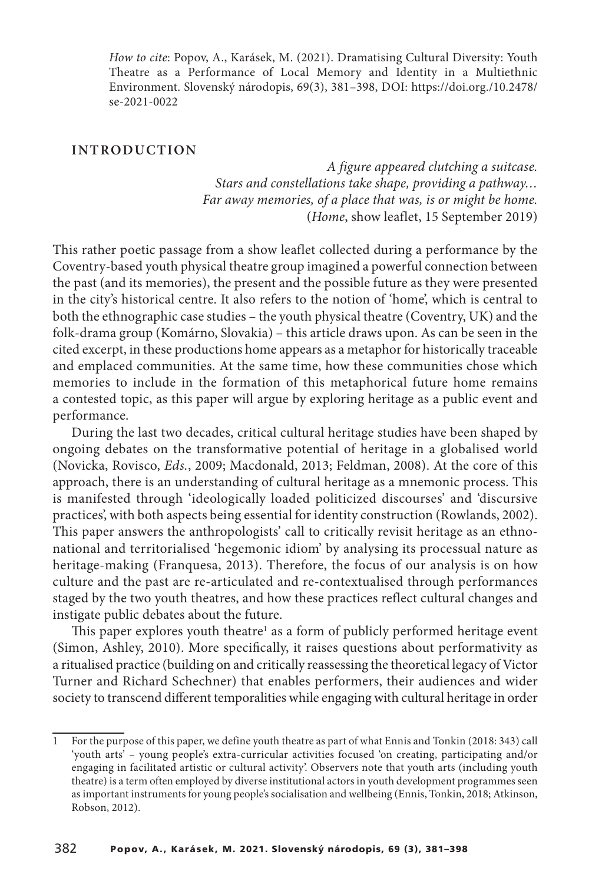*How to cite*: Popov, A., Karásek, M. (2021). Dramatising Cultural Diversity: Youth Theatre as a Performance of Local Memory and Identity in a Multiethnic Environment. Slovenský národopis, 69(3), 381–398, DOI: https://doi.org./10.2478/se-2021-0022

## INTRODUCTION

> *A figure appeared clutching a suitcase.*
> *Stars and constellations take shape, providing a pathway…*
> *Far away memories, of a place that was, is or might be home.*
> (*Home*, show leaflet, 15 September 2019)

This rather poetic passage from a show leaflet collected during a performance by the Coventry-based youth physical theatre group imagined a powerful connection between the past (and its memories), the present and the possible future as they were presented in the city's historical centre. It also refers to the notion of 'home', which is central to both the ethnographic case studies – the youth physical theatre (Coventry, UK) and the folk-drama group (Komárno, Slovakia) – this article draws upon. As can be seen in the cited excerpt, in these productions home appears as a metaphor for historically traceable and emplaced communities. At the same time, how these communities chose which memories to include in the formation of this metaphorical future home remains a contested topic, as this paper will argue by exploring heritage as a public event and performance.

During the last two decades, critical cultural heritage studies have been shaped by ongoing debates on the transformative potential of heritage in a globalised world (Novicka, Rovisco, *Eds.*, 2009; Macdonald, 2013; Feldman, 2008). At the core of this approach, there is an understanding of cultural heritage as a mnemonic process. This is manifested through 'ideologically loaded politicized discourses' and 'discursive practices', with both aspects being essential for identity construction (Rowlands, 2002). This paper answers the anthropologists' call to critically revisit heritage as an ethno-national and territorialised 'hegemonic idiom' by analysing its processual nature as heritage-making (Franquesa, 2013). Therefore, the focus of our analysis is on how culture and the past are re-articulated and re-contextualised through performances staged by the two youth theatres, and how these practices reflect cultural changes and instigate public debates about the future.

This paper explores youth theatre[1] as a form of publicly performed heritage event (Simon, Ashley, 2010). More specifically, it raises questions about performativity as a ritualised practice (building on and critically reassessing the theoretical legacy of Victor Turner and Richard Schechner) that enables performers, their audiences and wider society to transcend different temporalities while engaging with cultural heritage in order

[1] For the purpose of this paper, we define youth theatre as part of what Ennis and Tonkin (2018: 343) call 'youth arts' – young people's extra-curricular activities focused 'on creating, participating and/or engaging in facilitated artistic or cultural activity'. Observers note that youth arts (including youth theatre) is a term often employed by diverse institutional actors in youth development programmes seen as important instruments for young people's socialisation and wellbeing (Ennis, Tonkin, 2018; Atkinson, Robson, 2012).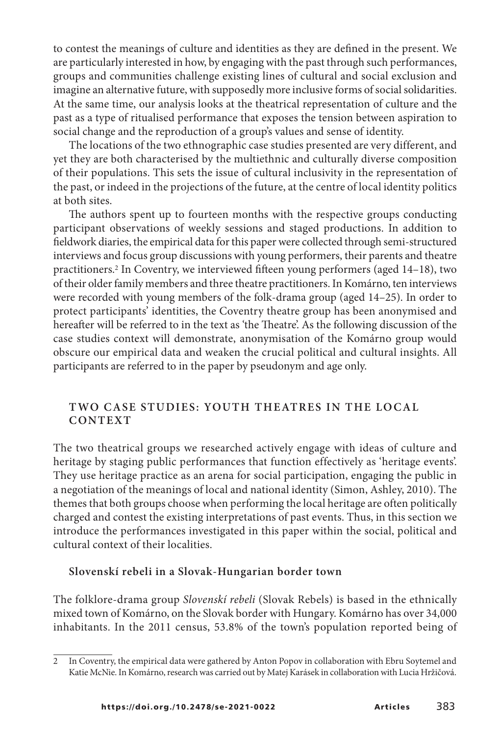to contest the meanings of culture and identities as they are defined in the present. We are particularly interested in how, by engaging with the past through such performances, groups and communities challenge existing lines of cultural and social exclusion and imagine an alternative future, with supposedly more inclusive forms of social solidarities. At the same time, our analysis looks at the theatrical representation of culture and the past as a type of ritualised performance that exposes the tension between aspiration to social change and the reproduction of a group's values and sense of identity.

The locations of the two ethnographic case studies presented are very different, and yet they are both characterised by the multiethnic and culturally diverse composition of their populations. This sets the issue of cultural inclusivity in the representation of the past, or indeed in the projections of the future, at the centre of local identity politics at both sites.

The authors spent up to fourteen months with the respective groups conducting participant observations of weekly sessions and staged productions. In addition to fieldwork diaries, the empirical data for this paper were collected through semi-structured interviews and focus group discussions with young performers, their parents and theatre practitioners.[2] In Coventry, we interviewed fifteen young performers (aged 14–18), two of their older family members and three theatre practitioners. In Komárno, ten interviews were recorded with young members of the folk-drama group (aged 14–25). In order to protect participants' identities, the Coventry theatre group has been anonymised and hereafter will be referred to in the text as 'the Theatre'. As the following discussion of the case studies context will demonstrate, anonymisation of the Komárno group would obscure our empirical data and weaken the crucial political and cultural insights. All participants are referred to in the paper by pseudonym and age only.

## TWO CASE STUDIES: YOUTH THEATRES IN THE LOCAL CONTEXT

The two theatrical groups we researched actively engage with ideas of culture and heritage by staging public performances that function effectively as 'heritage events'. They use heritage practice as an arena for social participation, engaging the public in a negotiation of the meanings of local and national identity (Simon, Ashley, 2010). The themes that both groups choose when performing the local heritage are often politically charged and contest the existing interpretations of past events. Thus, in this section we introduce the performances investigated in this paper within the social, political and cultural context of their localities.

### Slovenskí rebeli in a Slovak-Hungarian border town

The folklore-drama group *Slovenskí rebeli* (Slovak Rebels) is based in the ethnically mixed town of Komárno, on the Slovak border with Hungary. Komárno has over 34,000 inhabitants. In the 2011 census, 53.8% of the town's population reported being of

---

[2] In Coventry, the empirical data were gathered by Anton Popov in collaboration with Ebru Soytemel and Katie McNie. In Komárno, research was carried out by Matej Karásek in collaboration with Lucia Hržičová.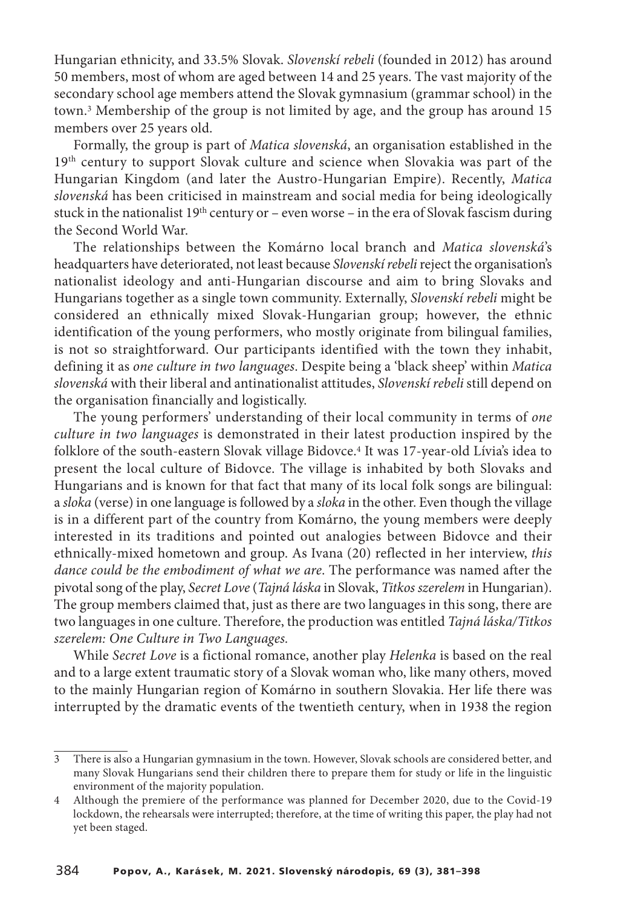Hungarian ethnicity, and 33.5% Slovak. *Slovenskí rebeli* (founded in 2012) has around 50 members, most of whom are aged between 14 and 25 years. The vast majority of the secondary school age members attend the Slovak gymnasium (grammar school) in the town.[3] Membership of the group is not limited by age, and the group has around 15 members over 25 years old.

Formally, the group is part of *Matica slovenská*, an organisation established in the 19th century to support Slovak culture and science when Slovakia was part of the Hungarian Kingdom (and later the Austro-Hungarian Empire). Recently, *Matica slovenská* has been criticised in mainstream and social media for being ideologically stuck in the nationalist 19th century or – even worse – in the era of Slovak fascism during the Second World War.

The relationships between the Komárno local branch and *Matica slovenská*'s headquarters have deteriorated, not least because *Slovenskí rebeli* reject the organisation's nationalist ideology and anti-Hungarian discourse and aim to bring Slovaks and Hungarians together as a single town community. Externally, *Slovenskí rebeli* might be considered an ethnically mixed Slovak-Hungarian group; however, the ethnic identification of the young performers, who mostly originate from bilingual families, is not so straightforward. Our participants identified with the town they inhabit, defining it as *one culture in two languages*. Despite being a 'black sheep' within *Matica slovenská* with their liberal and antinationalist attitudes, *Slovenskí rebeli* still depend on the organisation financially and logistically.

The young performers' understanding of their local community in terms of *one culture in two languages* is demonstrated in their latest production inspired by the folklore of the south-eastern Slovak village Bidovce.[4] It was 17-year-old Lívia's idea to present the local culture of Bidovce. The village is inhabited by both Slovaks and Hungarians and is known for that fact that many of its local folk songs are bilingual: a *sloka* (verse) in one language is followed by a *sloka* in the other. Even though the village is in a different part of the country from Komárno, the young members were deeply interested in its traditions and pointed out analogies between Bidovce and their ethnically-mixed hometown and group. As Ivana (20) reflected in her interview, *this dance could be the embodiment of what we are*. The performance was named after the pivotal song of the play, *Secret Love* (*Tajná láska* in Slovak, *Titkos szerelem* in Hungarian). The group members claimed that, just as there are two languages in this song, there are two languages in one culture. Therefore, the production was entitled *Tajná láska/Titkos szerelem: One Culture in Two Languages*.

While *Secret Love* is a fictional romance, another play *Helenka* is based on the real and to a large extent traumatic story of a Slovak woman who, like many others, moved to the mainly Hungarian region of Komárno in southern Slovakia. Her life there was interrupted by the dramatic events of the twentieth century, when in 1938 the region

---

3 There is also a Hungarian gymnasium in the town. However, Slovak schools are considered better, and many Slovak Hungarians send their children there to prepare them for study or life in the linguistic environment of the majority population.

4 Although the premiere of the performance was planned for December 2020, due to the Covid-19 lockdown, the rehearsals were interrupted; therefore, at the time of writing this paper, the play had not yet been staged.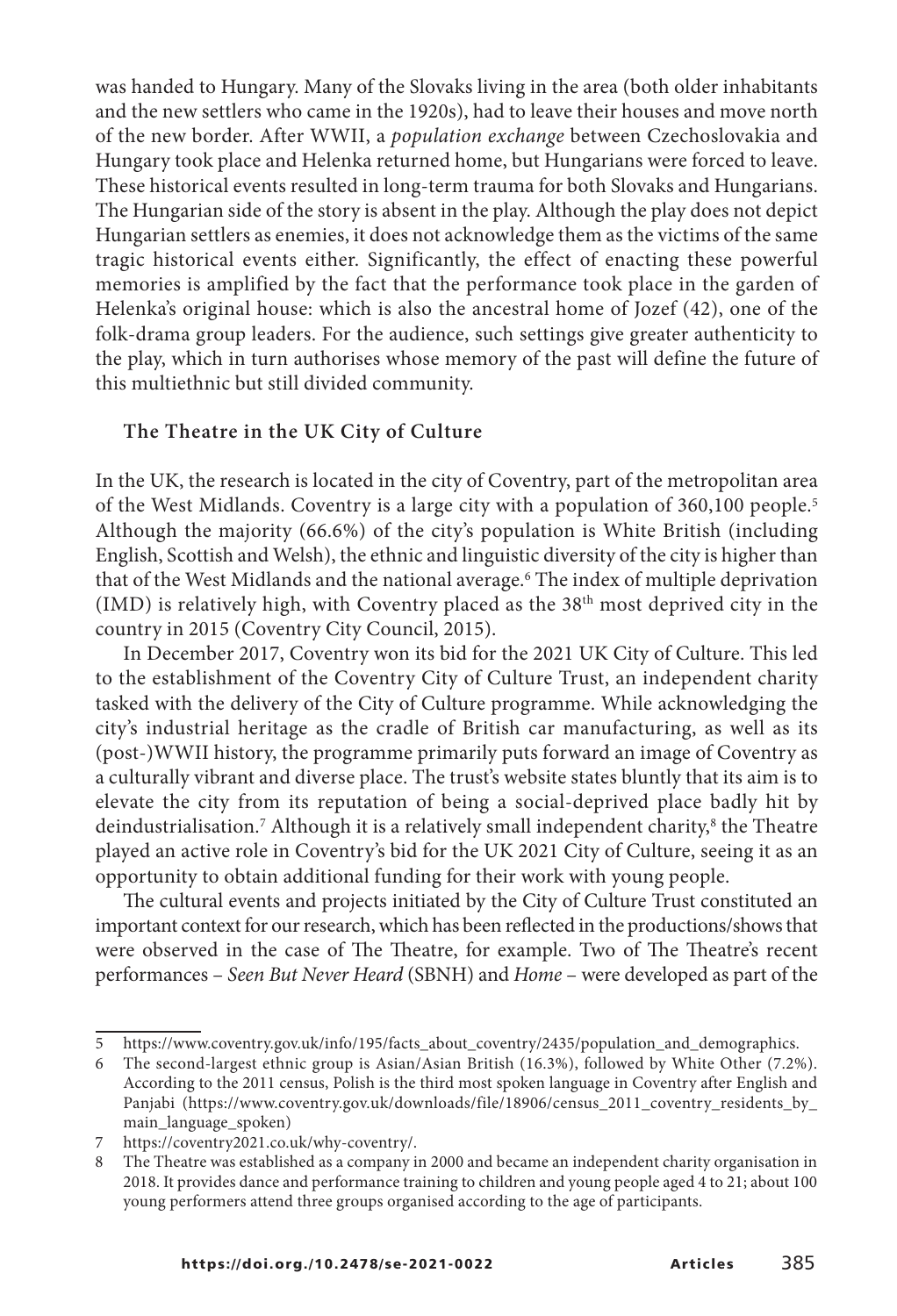was handed to Hungary. Many of the Slovaks living in the area (both older inhabitants and the new settlers who came in the 1920s), had to leave their houses and move north of the new border. After WWII, a *population exchange* between Czechoslovakia and Hungary took place and Helenka returned home, but Hungarians were forced to leave. These historical events resulted in long-term trauma for both Slovaks and Hungarians. The Hungarian side of the story is absent in the play. Although the play does not depict Hungarian settlers as enemies, it does not acknowledge them as the victims of the same tragic historical events either. Significantly, the effect of enacting these powerful memories is amplified by the fact that the performance took place in the garden of Helenka's original house: which is also the ancestral home of Jozef (42), one of the folk-drama group leaders. For the audience, such settings give greater authenticity to the play, which in turn authorises whose memory of the past will define the future of this multiethnic but still divided community.

## The Theatre in the UK City of Culture

In the UK, the research is located in the city of Coventry, part of the metropolitan area of the West Midlands. Coventry is a large city with a population of 360,100 people.[5] Although the majority (66.6%) of the city's population is White British (including English, Scottish and Welsh), the ethnic and linguistic diversity of the city is higher than that of the West Midlands and the national average.[6] The index of multiple deprivation (IMD) is relatively high, with Coventry placed as the 38th most deprived city in the country in 2015 (Coventry City Council, 2015).

In December 2017, Coventry won its bid for the 2021 UK City of Culture. This led to the establishment of the Coventry City of Culture Trust, an independent charity tasked with the delivery of the City of Culture programme. While acknowledging the city's industrial heritage as the cradle of British car manufacturing, as well as its (post-)WWII history, the programme primarily puts forward an image of Coventry as a culturally vibrant and diverse place. The trust's website states bluntly that its aim is to elevate the city from its reputation of being a social-deprived place badly hit by deindustrialisation.[7] Although it is a relatively small independent charity,[8] the Theatre played an active role in Coventry's bid for the UK 2021 City of Culture, seeing it as an opportunity to obtain additional funding for their work with young people.

The cultural events and projects initiated by the City of Culture Trust constituted an important context for our research, which has been reflected in the productions/shows that were observed in the case of The Theatre, for example. Two of The Theatre's recent performances – *Seen But Never Heard* (SBNH) and *Home* – were developed as part of the

---

5 https://www.coventry.gov.uk/info/195/facts_about_coventry/2435/population_and_demographics.

6 The second-largest ethnic group is Asian/Asian British (16.3%), followed by White Other (7.2%). According to the 2011 census, Polish is the third most spoken language in Coventry after English and Panjabi (https://www.coventry.gov.uk/downloads/file/18906/census_2011_coventry_residents_by_main_language_spoken)

7 https://coventry2021.co.uk/why-coventry/.

8 The Theatre was established as a company in 2000 and became an independent charity organisation in 2018. It provides dance and performance training to children and young people aged 4 to 21; about 100 young performers attend three groups organised according to the age of participants.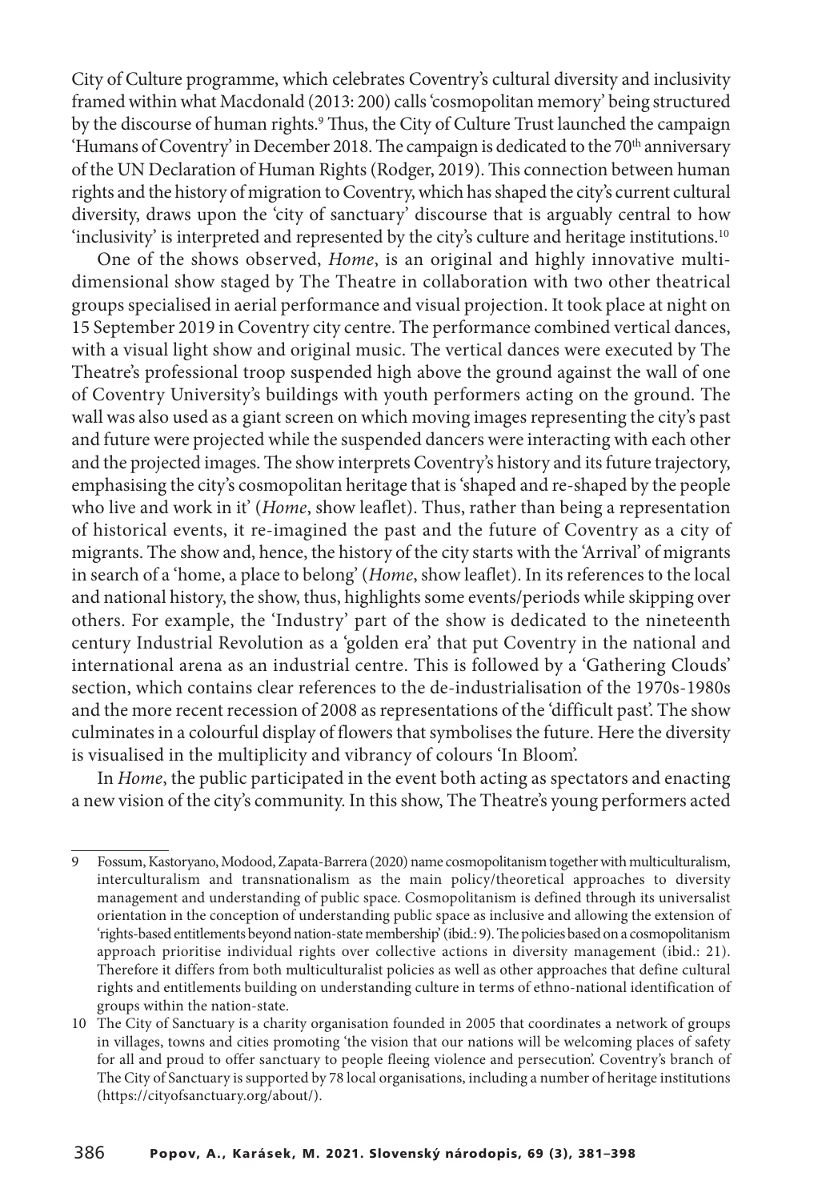City of Culture programme, which celebrates Coventry's cultural diversity and inclusivity framed within what Macdonald (2013: 200) calls 'cosmopolitan memory' being structured by the discourse of human rights.[9] Thus, the City of Culture Trust launched the campaign 'Humans of Coventry' in December 2018. The campaign is dedicated to the 70th anniversary of the UN Declaration of Human Rights (Rodger, 2019). This connection between human rights and the history of migration to Coventry, which has shaped the city's current cultural diversity, draws upon the 'city of sanctuary' discourse that is arguably central to how 'inclusivity' is interpreted and represented by the city's culture and heritage institutions.[10]

One of the shows observed, *Home*, is an original and highly innovative multi-dimensional show staged by The Theatre in collaboration with two other theatrical groups specialised in aerial performance and visual projection. It took place at night on 15 September 2019 in Coventry city centre. The performance combined vertical dances, with a visual light show and original music. The vertical dances were executed by The Theatre's professional troop suspended high above the ground against the wall of one of Coventry University's buildings with youth performers acting on the ground. The wall was also used as a giant screen on which moving images representing the city's past and future were projected while the suspended dancers were interacting with each other and the projected images. The show interprets Coventry's history and its future trajectory, emphasising the city's cosmopolitan heritage that is 'shaped and re-shaped by the people who live and work in it' (*Home*, show leaflet). Thus, rather than being a representation of historical events, it re-imagined the past and the future of Coventry as a city of migrants. The show and, hence, the history of the city starts with the 'Arrival' of migrants in search of a 'home, a place to belong' (*Home*, show leaflet). In its references to the local and national history, the show, thus, highlights some events/periods while skipping over others. For example, the 'Industry' part of the show is dedicated to the nineteenth century Industrial Revolution as a 'golden era' that put Coventry in the national and international arena as an industrial centre. This is followed by a 'Gathering Clouds' section, which contains clear references to the de-industrialisation of the 1970s-1980s and the more recent recession of 2008 as representations of the 'difficult past'. The show culminates in a colourful display of flowers that symbolises the future. Here the diversity is visualised in the multiplicity and vibrancy of colours 'In Bloom'.

In *Home*, the public participated in the event both acting as spectators and enacting a new vision of the city's community. In this show, The Theatre's young performers acted

---

9 Fossum, Kastoryano, Modood, Zapata-Barrera (2020) name cosmopolitanism together with multiculturalism, interculturalism and transnationalism as the main policy/theoretical approaches to diversity management and understanding of public space. Cosmopolitanism is defined through its universalist orientation in the conception of understanding public space as inclusive and allowing the extension of 'rights-based entitlements beyond nation-state membership' (ibid.: 9). The policies based on a cosmopolitanism approach prioritise individual rights over collective actions in diversity management (ibid.: 21). Therefore it differs from both multiculturalist policies as well as other approaches that define cultural rights and entitlements building on understanding culture in terms of ethno-national identification of groups within the nation-state.

10 The City of Sanctuary is a charity organisation founded in 2005 that coordinates a network of groups in villages, towns and cities promoting 'the vision that our nations will be welcoming places of safety for all and proud to offer sanctuary to people fleeing violence and persecution'. Coventry's branch of The City of Sanctuary is supported by 78 local organisations, including a number of heritage institutions (https://cityofsanctuary.org/about/).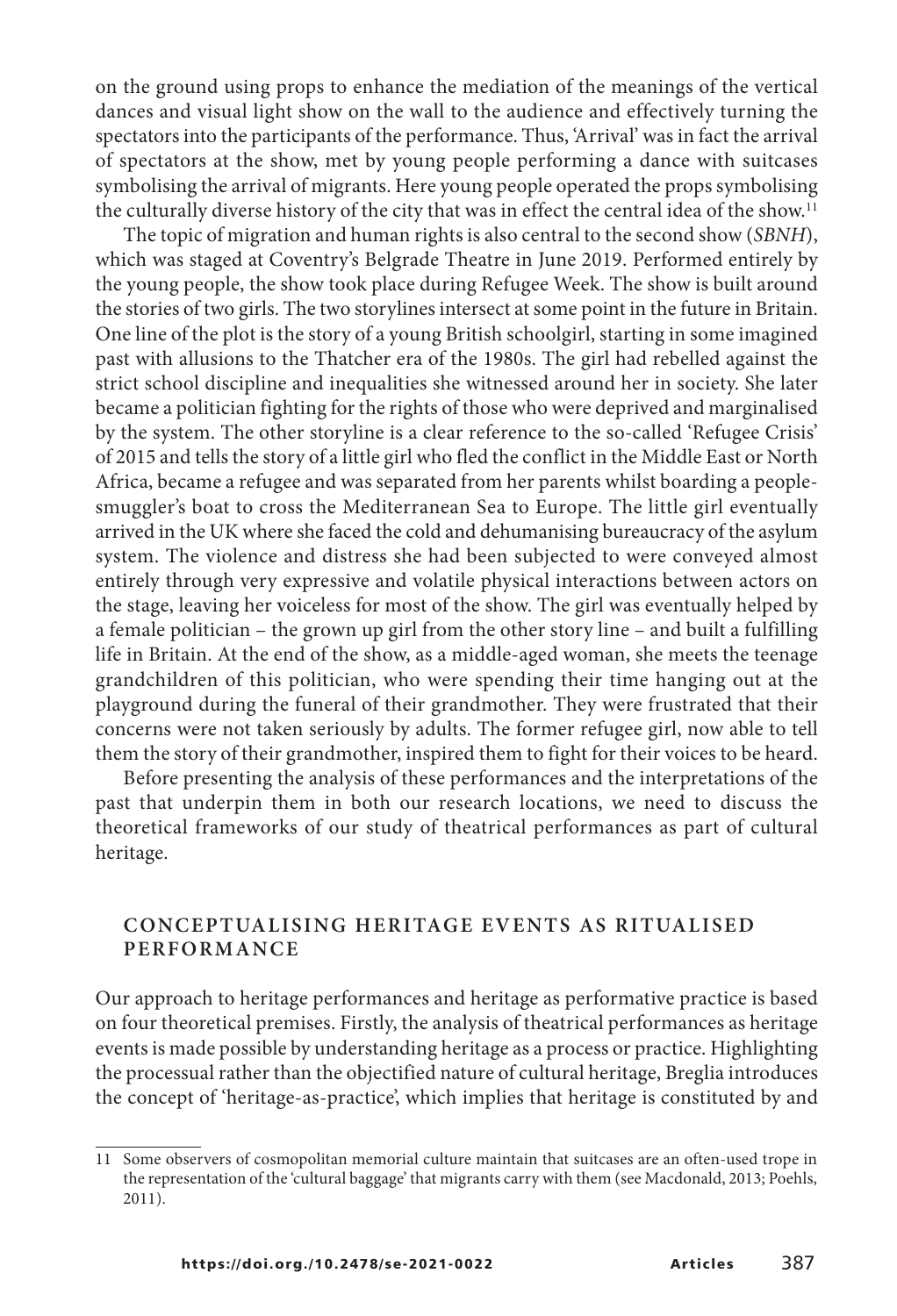on the ground using props to enhance the mediation of the meanings of the vertical dances and visual light show on the wall to the audience and effectively turning the spectators into the participants of the performance. Thus, 'Arrival' was in fact the arrival of spectators at the show, met by young people performing a dance with suitcases symbolising the arrival of migrants. Here young people operated the props symbolising the culturally diverse history of the city that was in effect the central idea of the show.[11]

The topic of migration and human rights is also central to the second show (*SBNH*), which was staged at Coventry's Belgrade Theatre in June 2019. Performed entirely by the young people, the show took place during Refugee Week. The show is built around the stories of two girls. The two storylines intersect at some point in the future in Britain. One line of the plot is the story of a young British schoolgirl, starting in some imagined past with allusions to the Thatcher era of the 1980s. The girl had rebelled against the strict school discipline and inequalities she witnessed around her in society. She later became a politician fighting for the rights of those who were deprived and marginalised by the system. The other storyline is a clear reference to the so-called 'Refugee Crisis' of 2015 and tells the story of a little girl who fled the conflict in the Middle East or North Africa, became a refugee and was separated from her parents whilst boarding a people-smuggler's boat to cross the Mediterranean Sea to Europe. The little girl eventually arrived in the UK where she faced the cold and dehumanising bureaucracy of the asylum system. The violence and distress she had been subjected to were conveyed almost entirely through very expressive and volatile physical interactions between actors on the stage, leaving her voiceless for most of the show. The girl was eventually helped by a female politician – the grown up girl from the other story line – and built a fulfilling life in Britain. At the end of the show, as a middle-aged woman, she meets the teenage grandchildren of this politician, who were spending their time hanging out at the playground during the funeral of their grandmother. They were frustrated that their concerns were not taken seriously by adults. The former refugee girl, now able to tell them the story of their grandmother, inspired them to fight for their voices to be heard.

Before presenting the analysis of these performances and the interpretations of the past that underpin them in both our research locations, we need to discuss the theoretical frameworks of our study of theatrical performances as part of cultural heritage.

## CONCEPTUALISING HERITAGE EVENTS AS RITUALISED PERFORMANCE

Our approach to heritage performances and heritage as performative practice is based on four theoretical premises. Firstly, the analysis of theatrical performances as heritage events is made possible by understanding heritage as a process or practice. Highlighting the processual rather than the objectified nature of cultural heritage, Breglia introduces the concept of 'heritage-as-practice', which implies that heritage is constituted by and

---

11 Some observers of cosmopolitan memorial culture maintain that suitcases are an often-used trope in the representation of the 'cultural baggage' that migrants carry with them (see Macdonald, 2013; Poehls, 2011).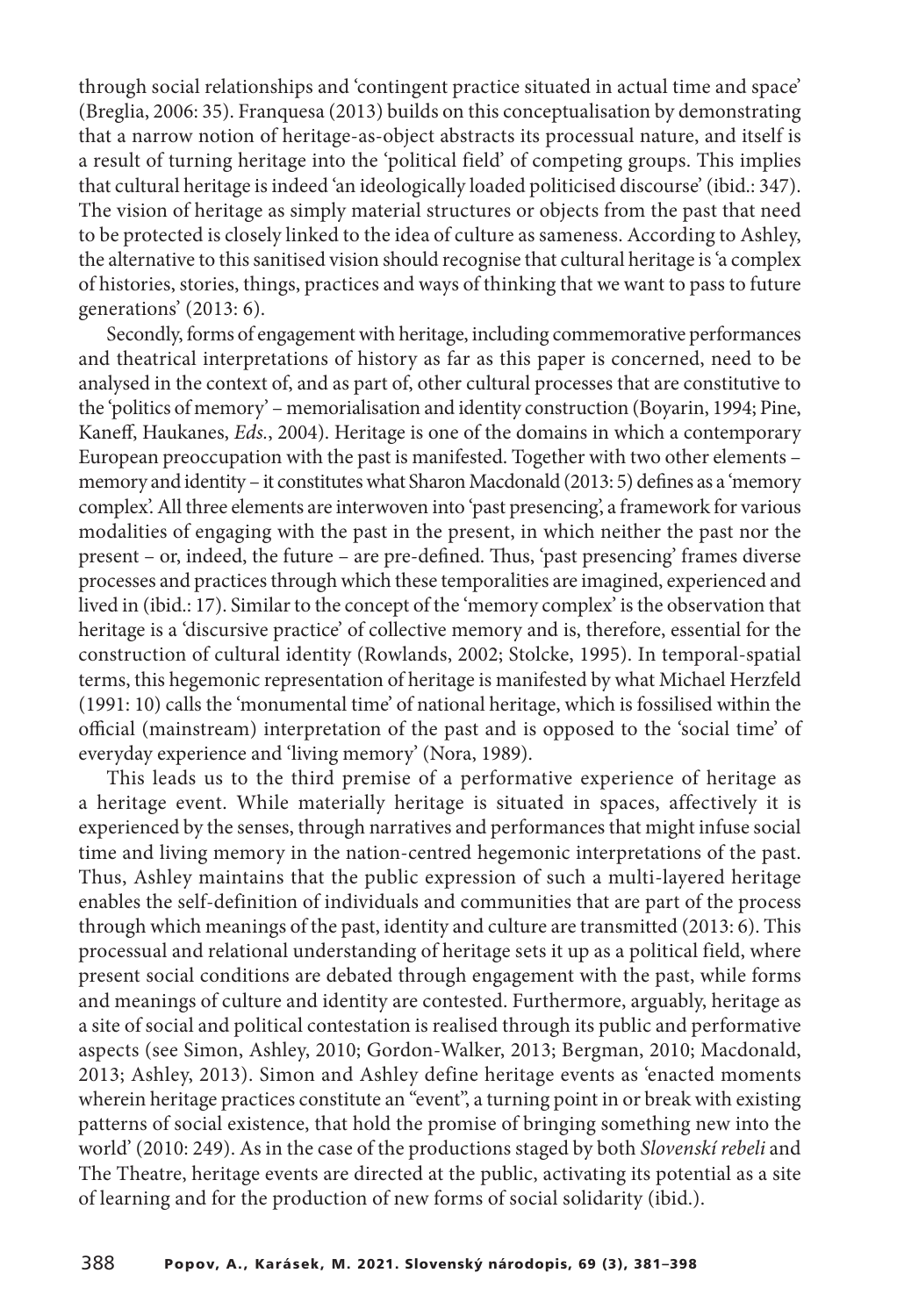through social relationships and 'contingent practice situated in actual time and space' (Breglia, 2006: 35). Franquesa (2013) builds on this conceptualisation by demonstrating that a narrow notion of heritage-as-object abstracts its processual nature, and itself is a result of turning heritage into the 'political field' of competing groups. This implies that cultural heritage is indeed 'an ideologically loaded politicised discourse' (ibid.: 347). The vision of heritage as simply material structures or objects from the past that need to be protected is closely linked to the idea of culture as sameness. According to Ashley, the alternative to this sanitised vision should recognise that cultural heritage is 'a complex of histories, stories, things, practices and ways of thinking that we want to pass to future generations' (2013: 6).

Secondly, forms of engagement with heritage, including commemorative performances and theatrical interpretations of history as far as this paper is concerned, need to be analysed in the context of, and as part of, other cultural processes that are constitutive to the 'politics of memory' – memorialisation and identity construction (Boyarin, 1994; Pine, Kaneff, Haukanes, *Eds*., 2004). Heritage is one of the domains in which a contemporary European preoccupation with the past is manifested. Together with two other elements – memory and identity – it constitutes what Sharon Macdonald (2013: 5) defines as a 'memory complex'. All three elements are interwoven into 'past presencing', a framework for various modalities of engaging with the past in the present, in which neither the past nor the present – or, indeed, the future – are pre-defined. Thus, 'past presencing' frames diverse processes and practices through which these temporalities are imagined, experienced and lived in (ibid.: 17). Similar to the concept of the 'memory complex' is the observation that heritage is a 'discursive practice' of collective memory and is, therefore, essential for the construction of cultural identity (Rowlands, 2002; Stolcke, 1995). In temporal-spatial terms, this hegemonic representation of heritage is manifested by what Michael Herzfeld (1991: 10) calls the 'monumental time' of national heritage, which is fossilised within the official (mainstream) interpretation of the past and is opposed to the 'social time' of everyday experience and 'living memory' (Nora, 1989).

This leads us to the third premise of a performative experience of heritage as a heritage event. While materially heritage is situated in spaces, affectively it is experienced by the senses, through narratives and performances that might infuse social time and living memory in the nation-centred hegemonic interpretations of the past. Thus, Ashley maintains that the public expression of such a multi-layered heritage enables the self-definition of individuals and communities that are part of the process through which meanings of the past, identity and culture are transmitted (2013: 6). This processual and relational understanding of heritage sets it up as a political field, where present social conditions are debated through engagement with the past, while forms and meanings of culture and identity are contested. Furthermore, arguably, heritage as a site of social and political contestation is realised through its public and performative aspects (see Simon, Ashley, 2010; Gordon-Walker, 2013; Bergman, 2010; Macdonald, 2013; Ashley, 2013). Simon and Ashley define heritage events as 'enacted moments wherein heritage practices constitute an "event", a turning point in or break with existing patterns of social existence, that hold the promise of bringing something new into the world' (2010: 249). As in the case of the productions staged by both *Slovenskí rebeli* and The Theatre, heritage events are directed at the public, activating its potential as a site of learning and for the production of new forms of social solidarity (ibid.).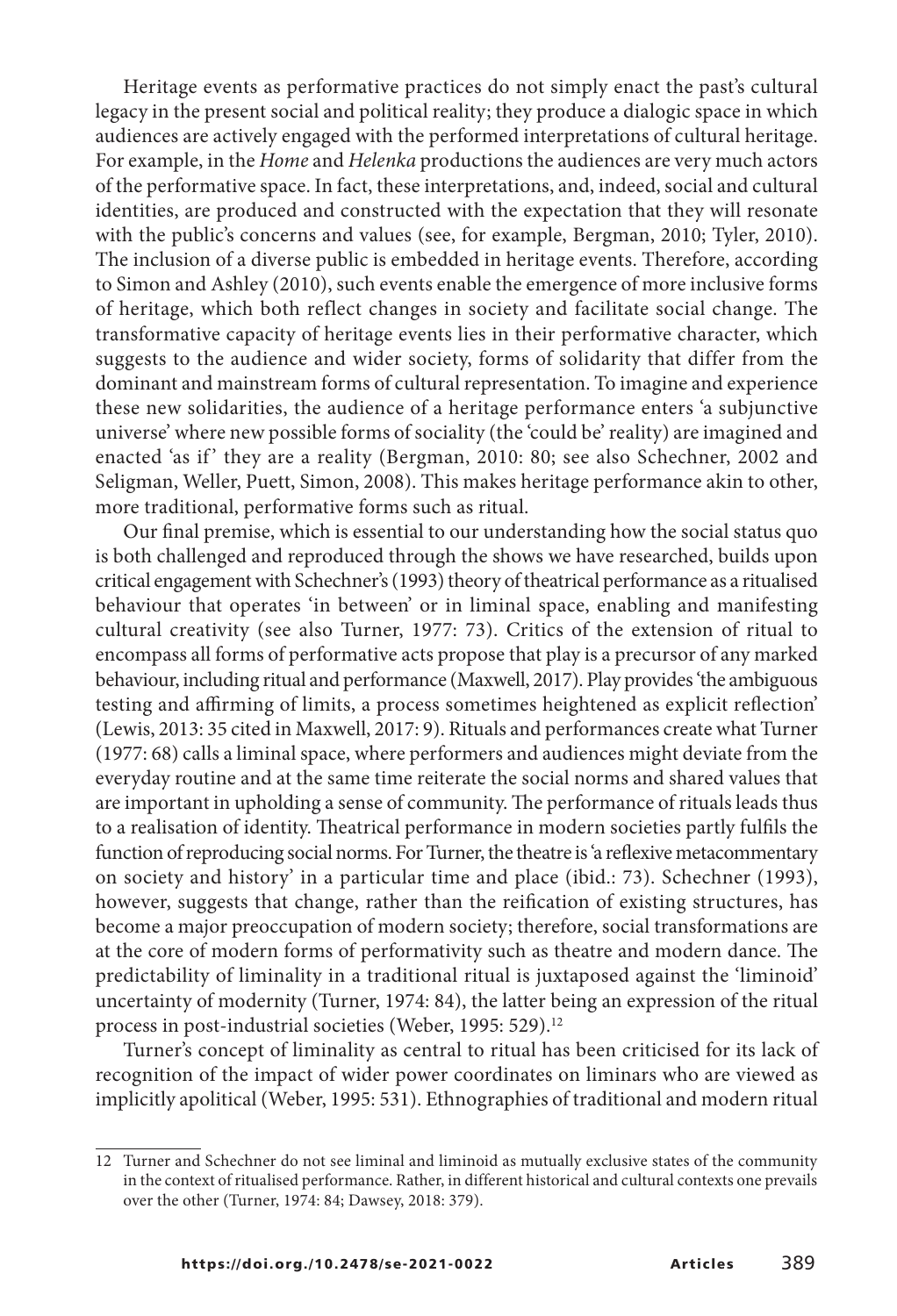Heritage events as performative practices do not simply enact the past's cultural legacy in the present social and political reality; they produce a dialogic space in which audiences are actively engaged with the performed interpretations of cultural heritage. For example, in the *Home* and *Helenka* productions the audiences are very much actors of the performative space. In fact, these interpretations, and, indeed, social and cultural identities, are produced and constructed with the expectation that they will resonate with the public's concerns and values (see, for example, Bergman, 2010; Tyler, 2010). The inclusion of a diverse public is embedded in heritage events. Therefore, according to Simon and Ashley (2010), such events enable the emergence of more inclusive forms of heritage, which both reflect changes in society and facilitate social change. The transformative capacity of heritage events lies in their performative character, which suggests to the audience and wider society, forms of solidarity that differ from the dominant and mainstream forms of cultural representation. To imagine and experience these new solidarities, the audience of a heritage performance enters 'a subjunctive universe' where new possible forms of sociality (the 'could be' reality) are imagined and enacted 'as if' they are a reality (Bergman, 2010: 80; see also Schechner, 2002 and Seligman, Weller, Puett, Simon, 2008). This makes heritage performance akin to other, more traditional, performative forms such as ritual.

Our final premise, which is essential to our understanding how the social status quo is both challenged and reproduced through the shows we have researched, builds upon critical engagement with Schechner's (1993) theory of theatrical performance as a ritualised behaviour that operates 'in between' or in liminal space, enabling and manifesting cultural creativity (see also Turner, 1977: 73). Critics of the extension of ritual to encompass all forms of performative acts propose that play is a precursor of any marked behaviour, including ritual and performance (Maxwell, 2017). Play provides 'the ambiguous testing and affirming of limits, a process sometimes heightened as explicit reflection' (Lewis, 2013: 35 cited in Maxwell, 2017: 9). Rituals and performances create what Turner (1977: 68) calls a liminal space, where performers and audiences might deviate from the everyday routine and at the same time reiterate the social norms and shared values that are important in upholding a sense of community. The performance of rituals leads thus to a realisation of identity. Theatrical performance in modern societies partly fulfils the function of reproducing social norms. For Turner, the theatre is 'a reflexive metacommentary on society and history' in a particular time and place (ibid.: 73). Schechner (1993), however, suggests that change, rather than the reification of existing structures, has become a major preoccupation of modern society; therefore, social transformations are at the core of modern forms of performativity such as theatre and modern dance. The predictability of liminality in a traditional ritual is juxtaposed against the 'liminoid' uncertainty of modernity (Turner, 1974: 84), the latter being an expression of the ritual process in post-industrial societies (Weber, 1995: 529).[12]

Turner's concept of liminality as central to ritual has been criticised for its lack of recognition of the impact of wider power coordinates on liminars who are viewed as implicitly apolitical (Weber, 1995: 531). Ethnographies of traditional and modern ritual

---

12 Turner and Schechner do not see liminal and liminoid as mutually exclusive states of the community in the context of ritualised performance. Rather, in different historical and cultural contexts one prevails over the other (Turner, 1974: 84; Dawsey, 2018: 379).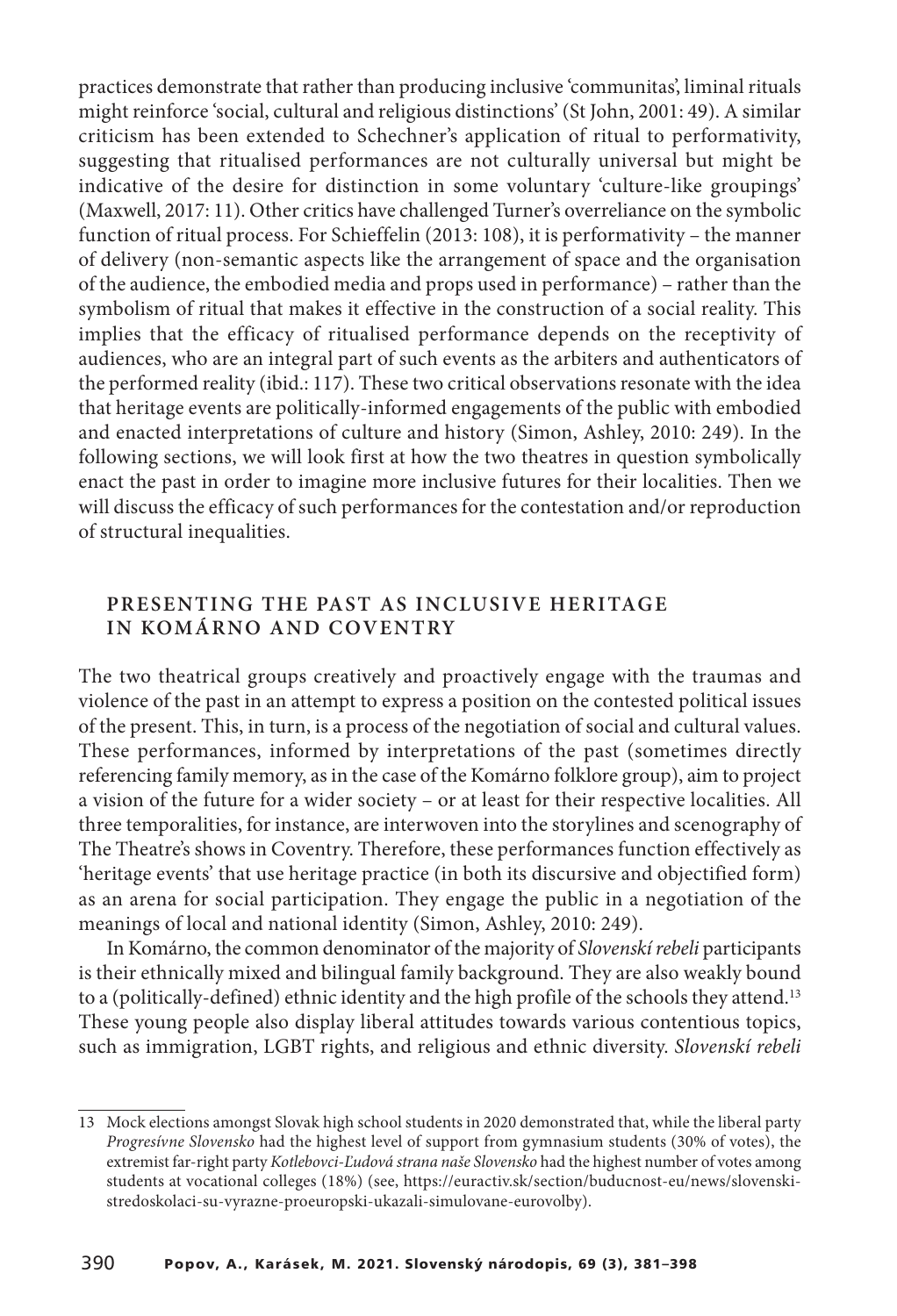practices demonstrate that rather than producing inclusive 'communitas', liminal rituals might reinforce 'social, cultural and religious distinctions' (St John, 2001: 49). A similar criticism has been extended to Schechner's application of ritual to performativity, suggesting that ritualised performances are not culturally universal but might be indicative of the desire for distinction in some voluntary 'culture-like groupings' (Maxwell, 2017: 11). Other critics have challenged Turner's overreliance on the symbolic function of ritual process. For Schieffelin (2013: 108), it is performativity – the manner of delivery (non-semantic aspects like the arrangement of space and the organisation of the audience, the embodied media and props used in performance) – rather than the symbolism of ritual that makes it effective in the construction of a social reality. This implies that the efficacy of ritualised performance depends on the receptivity of audiences, who are an integral part of such events as the arbiters and authenticators of the performed reality (ibid.: 117). These two critical observations resonate with the idea that heritage events are politically-informed engagements of the public with embodied and enacted interpretations of culture and history (Simon, Ashley, 2010: 249). In the following sections, we will look first at how the two theatres in question symbolically enact the past in order to imagine more inclusive futures for their localities. Then we will discuss the efficacy of such performances for the contestation and/or reproduction of structural inequalities.

## PRESENTING THE PAST AS INCLUSIVE HERITAGE IN KOMÁRNO AND COVENTRY

The two theatrical groups creatively and proactively engage with the traumas and violence of the past in an attempt to express a position on the contested political issues of the present. This, in turn, is a process of the negotiation of social and cultural values. These performances, informed by interpretations of the past (sometimes directly referencing family memory, as in the case of the Komárno folklore group), aim to project a vision of the future for a wider society – or at least for their respective localities. All three temporalities, for instance, are interwoven into the storylines and scenography of The Theatre's shows in Coventry. Therefore, these performances function effectively as 'heritage events' that use heritage practice (in both its discursive and objectified form) as an arena for social participation. They engage the public in a negotiation of the meanings of local and national identity (Simon, Ashley, 2010: 249).

In Komárno, the common denominator of the majority of *Slovenskí rebeli* participants is their ethnically mixed and bilingual family background. They are also weakly bound to a (politically-defined) ethnic identity and the high profile of the schools they attend.[13] These young people also display liberal attitudes towards various contentious topics, such as immigration, LGBT rights, and religious and ethnic diversity. *Slovenskí rebeli*

13 Mock elections amongst Slovak high school students in 2020 demonstrated that, while the liberal party *Progresívne Slovensko* had the highest level of support from gymnasium students (30% of votes), the extremist far-right party *Kotlebovci-Ľudová strana naše Slovensko* had the highest number of votes among students at vocational colleges (18%) (see, https://euractiv.sk/section/buducnost-eu/news/slovenski-stredoskolaci-su-vyrazne-proeuropski-ukazali-simulovane-eurovolby).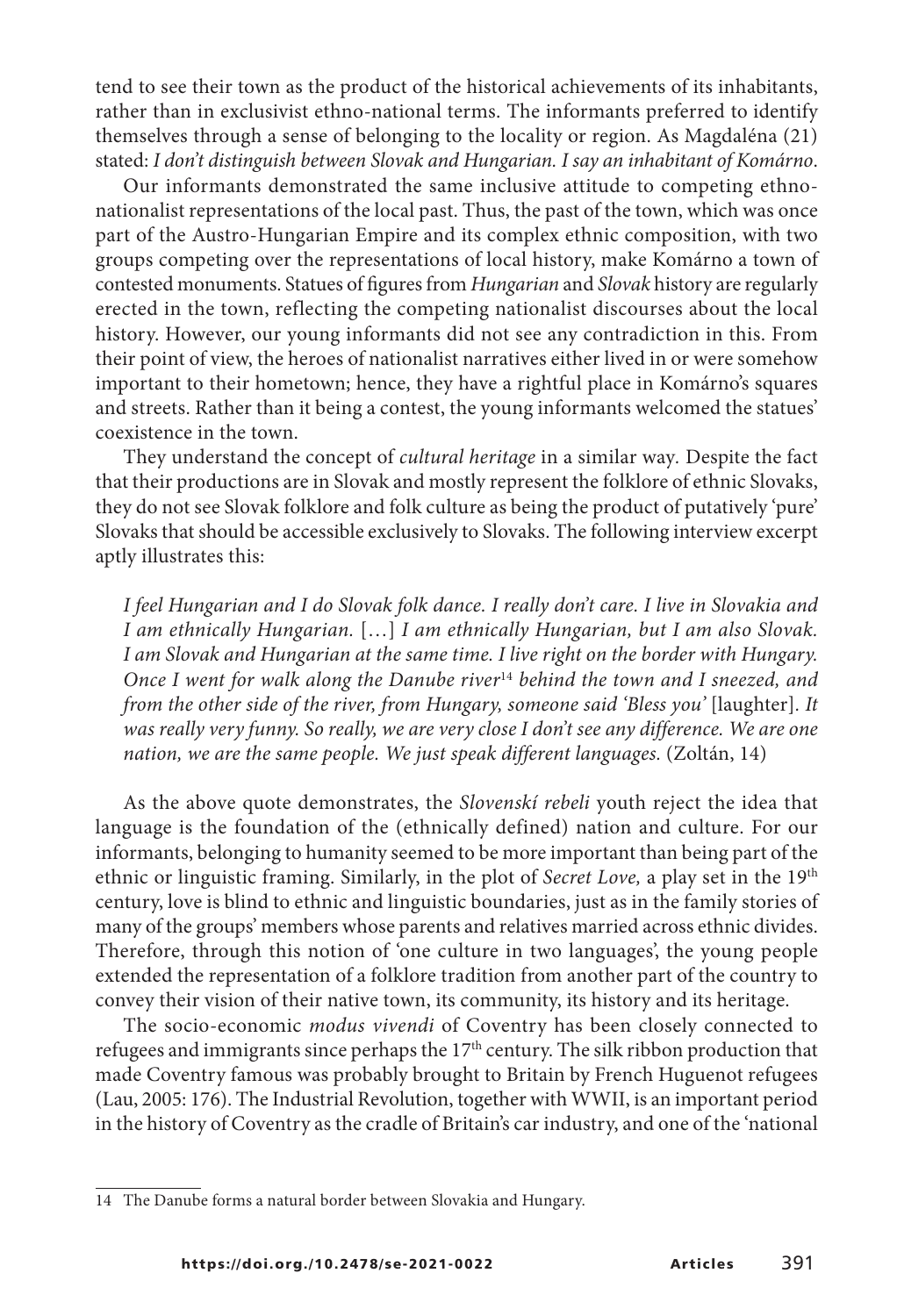tend to see their town as the product of the historical achievements of its inhabitants, rather than in exclusivist ethno-national terms. The informants preferred to identify themselves through a sense of belonging to the locality or region. As Magdaléna (21) stated: *I don't distinguish between Slovak and Hungarian. I say an inhabitant of Komárno*.

Our informants demonstrated the same inclusive attitude to competing ethno-nationalist representations of the local past. Thus, the past of the town, which was once part of the Austro-Hungarian Empire and its complex ethnic composition, with two groups competing over the representations of local history, make Komárno a town of contested monuments. Statues of figures from *Hungarian* and *Slovak* history are regularly erected in the town, reflecting the competing nationalist discourses about the local history. However, our young informants did not see any contradiction in this. From their point of view, the heroes of nationalist narratives either lived in or were somehow important to their hometown; hence, they have a rightful place in Komárno's squares and streets. Rather than it being a contest, the young informants welcomed the statues' coexistence in the town.

They understand the concept of *cultural heritage* in a similar way. Despite the fact that their productions are in Slovak and mostly represent the folklore of ethnic Slovaks, they do not see Slovak folklore and folk culture as being the product of putatively 'pure' Slovaks that should be accessible exclusively to Slovaks. The following interview excerpt aptly illustrates this:

> *I feel Hungarian and I do Slovak folk dance. I really don't care. I live in Slovakia and I am ethnically Hungarian.* […] *I am ethnically Hungarian, but I am also Slovak. I am Slovak and Hungarian at the same time. I live right on the border with Hungary. Once I went for walk along the Danube river*[14] *behind the town and I sneezed, and from the other side of the river, from Hungary, someone said 'Bless you'* [laughter]. *It was really very funny. So really, we are very close I don't see any difference. We are one nation, we are the same people. We just speak different languages.* (Zoltán, 14)

As the above quote demonstrates, the *Slovenskí rebeli* youth reject the idea that language is the foundation of the (ethnically defined) nation and culture. For our informants, belonging to humanity seemed to be more important than being part of the ethnic or linguistic framing. Similarly, in the plot of *Secret Love,* a play set in the 19th century, love is blind to ethnic and linguistic boundaries, just as in the family stories of many of the groups' members whose parents and relatives married across ethnic divides. Therefore, through this notion of 'one culture in two languages', the young people extended the representation of a folklore tradition from another part of the country to convey their vision of their native town, its community, its history and its heritage.

The socio-economic *modus vivendi* of Coventry has been closely connected to refugees and immigrants since perhaps the 17th century. The silk ribbon production that made Coventry famous was probably brought to Britain by French Huguenot refugees (Lau, 2005: 176). The Industrial Revolution, together with WWII, is an important period in the history of Coventry as the cradle of Britain's car industry, and one of the 'national

---

14 The Danube forms a natural border between Slovakia and Hungary.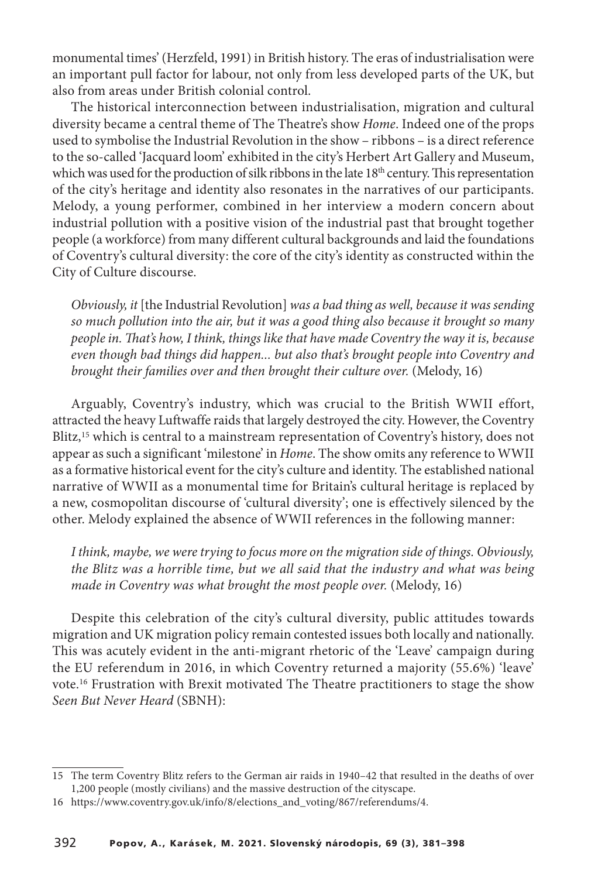monumental times' (Herzfeld, 1991) in British history. The eras of industrialisation were an important pull factor for labour, not only from less developed parts of the UK, but also from areas under British colonial control.

The historical interconnection between industrialisation, migration and cultural diversity became a central theme of The Theatre's show *Home*. Indeed one of the props used to symbolise the Industrial Revolution in the show – ribbons – is a direct reference to the so-called 'Jacquard loom' exhibited in the city's Herbert Art Gallery and Museum, which was used for the production of silk ribbons in the late 18th century. This representation of the city's heritage and identity also resonates in the narratives of our participants. Melody, a young performer, combined in her interview a modern concern about industrial pollution with a positive vision of the industrial past that brought together people (a workforce) from many different cultural backgrounds and laid the foundations of Coventry's cultural diversity: the core of the city's identity as constructed within the City of Culture discourse.

> *Obviously, it* [the Industrial Revolution] *was a bad thing as well, because it was sending so much pollution into the air, but it was a good thing also because it brought so many people in. That's how, I think, things like that have made Coventry the way it is, because even though bad things did happen... but also that's brought people into Coventry and brought their families over and then brought their culture over.* (Melody, 16)

Arguably, Coventry's industry, which was crucial to the British WWII effort, attracted the heavy Luftwaffe raids that largely destroyed the city. However, the Coventry Blitz,[15] which is central to a mainstream representation of Coventry's history, does not appear as such a significant 'milestone' in *Home*. The show omits any reference to WWII as a formative historical event for the city's culture and identity. The established national narrative of WWII as a monumental time for Britain's cultural heritage is replaced by a new, cosmopolitan discourse of 'cultural diversity'; one is effectively silenced by the other. Melody explained the absence of WWII references in the following manner:

> *I think, maybe, we were trying to focus more on the migration side of things. Obviously, the Blitz was a horrible time, but we all said that the industry and what was being made in Coventry was what brought the most people over.* (Melody, 16)

Despite this celebration of the city's cultural diversity, public attitudes towards migration and UK migration policy remain contested issues both locally and nationally. This was acutely evident in the anti-migrant rhetoric of the 'Leave' campaign during the EU referendum in 2016, in which Coventry returned a majority (55.6%) 'leave' vote.[16] Frustration with Brexit motivated The Theatre practitioners to stage the show *Seen But Never Heard* (SBNH):

---

15 The term Coventry Blitz refers to the German air raids in 1940–42 that resulted in the deaths of over 1,200 people (mostly civilians) and the massive destruction of the cityscape.

16 https://www.coventry.gov.uk/info/8/elections_and_voting/867/referendums/4.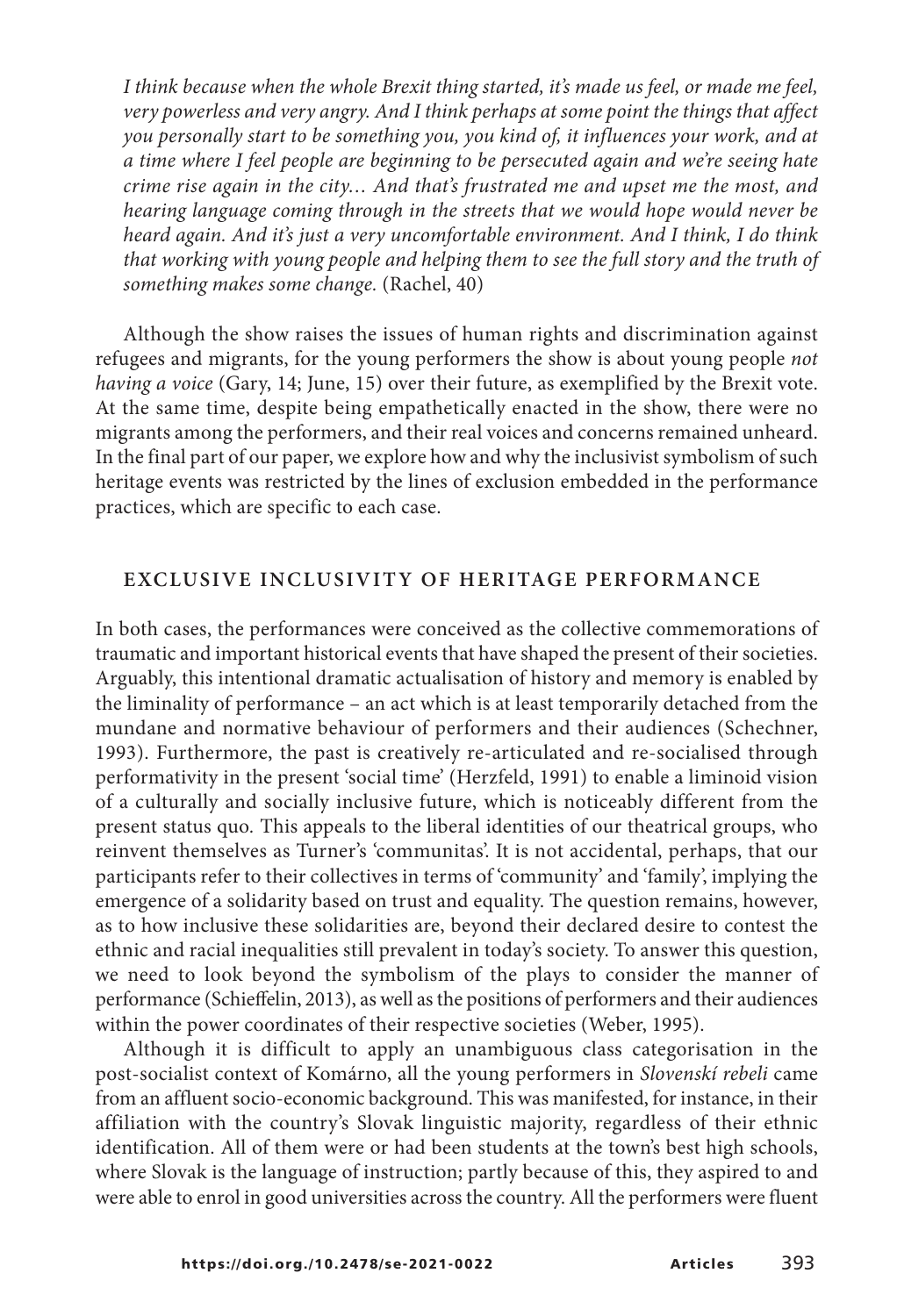*I think because when the whole Brexit thing started, it's made us feel, or made me feel, very powerless and very angry. And I think perhaps at some point the things that affect you personally start to be something you, you kind of, it influences your work, and at a time where I feel people are beginning to be persecuted again and we're seeing hate crime rise again in the city… And that's frustrated me and upset me the most, and hearing language coming through in the streets that we would hope would never be heard again. And it's just a very uncomfortable environment. And I think, I do think that working with young people and helping them to see the full story and the truth of something makes some change.* (Rachel, 40)

Although the show raises the issues of human rights and discrimination against refugees and migrants, for the young performers the show is about young people *not having a voice* (Gary, 14; June, 15) over their future, as exemplified by the Brexit vote. At the same time, despite being empathetically enacted in the show, there were no migrants among the performers, and their real voices and concerns remained unheard. In the final part of our paper, we explore how and why the inclusivist symbolism of such heritage events was restricted by the lines of exclusion embedded in the performance practices, which are specific to each case.

## EXCLUSIVE INCLUSIVITY OF HERITAGE PERFORMANCE

In both cases, the performances were conceived as the collective commemorations of traumatic and important historical events that have shaped the present of their societies. Arguably, this intentional dramatic actualisation of history and memory is enabled by the liminality of performance – an act which is at least temporarily detached from the mundane and normative behaviour of performers and their audiences (Schechner, 1993). Furthermore, the past is creatively re-articulated and re-socialised through performativity in the present 'social time' (Herzfeld, 1991) to enable a liminoid vision of a culturally and socially inclusive future, which is noticeably different from the present status quo. This appeals to the liberal identities of our theatrical groups, who reinvent themselves as Turner's 'communitas'. It is not accidental, perhaps, that our participants refer to their collectives in terms of 'community' and 'family', implying the emergence of a solidarity based on trust and equality. The question remains, however, as to how inclusive these solidarities are, beyond their declared desire to contest the ethnic and racial inequalities still prevalent in today's society. To answer this question, we need to look beyond the symbolism of the plays to consider the manner of performance (Schieffelin, 2013), as well as the positions of performers and their audiences within the power coordinates of their respective societies (Weber, 1995).

Although it is difficult to apply an unambiguous class categorisation in the post-socialist context of Komárno, all the young performers in *Slovenskí rebeli* came from an affluent socio-economic background. This was manifested, for instance, in their affiliation with the country's Slovak linguistic majority, regardless of their ethnic identification. All of them were or had been students at the town's best high schools, where Slovak is the language of instruction; partly because of this, they aspired to and were able to enrol in good universities across the country. All the performers were fluent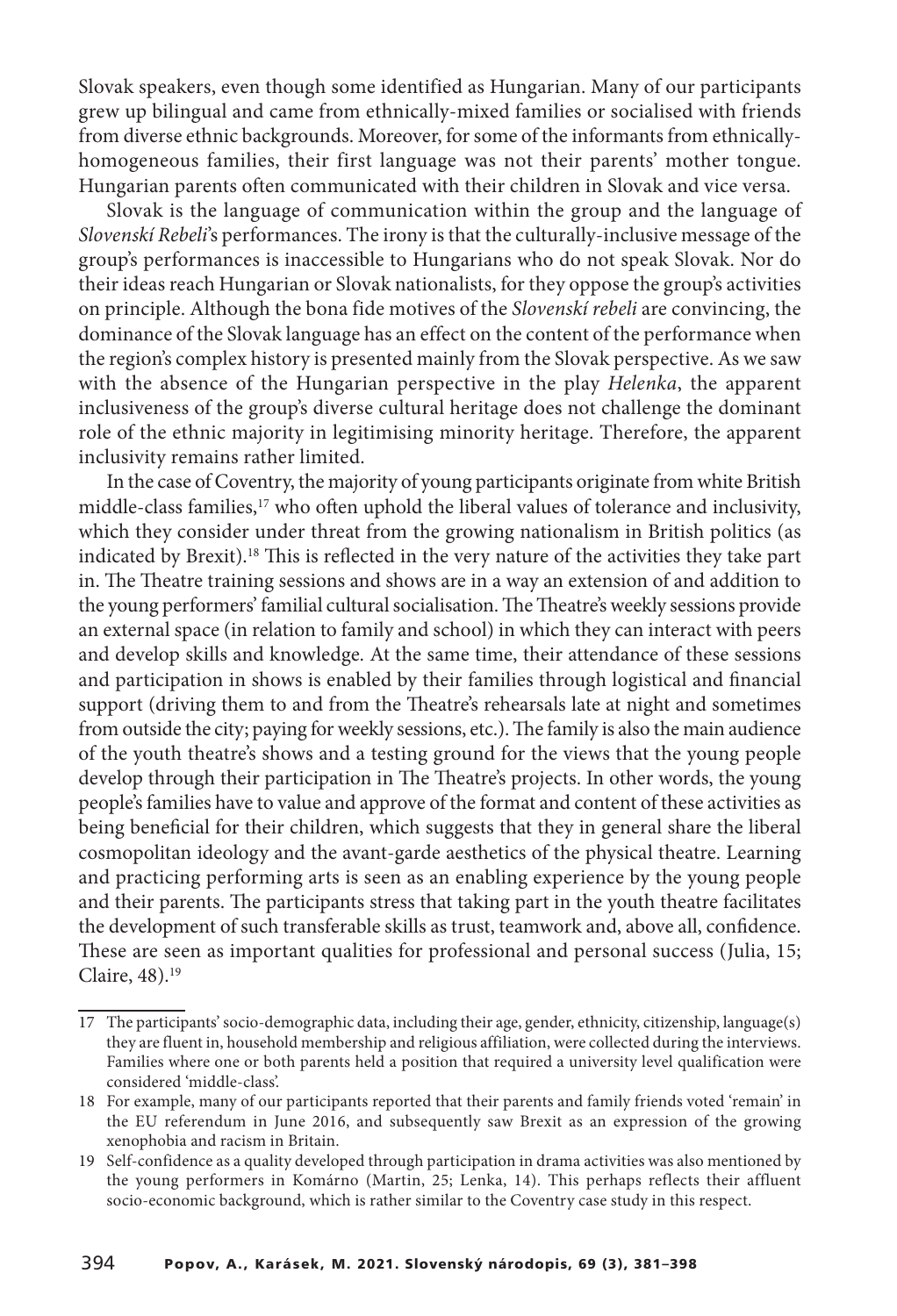Slovak speakers, even though some identified as Hungarian. Many of our participants grew up bilingual and came from ethnically-mixed families or socialised with friends from diverse ethnic backgrounds. Moreover, for some of the informants from ethnically-homogeneous families, their first language was not their parents' mother tongue. Hungarian parents often communicated with their children in Slovak and vice versa.

Slovak is the language of communication within the group and the language of *Slovenskí Rebeli*'s performances. The irony is that the culturally-inclusive message of the group's performances is inaccessible to Hungarians who do not speak Slovak. Nor do their ideas reach Hungarian or Slovak nationalists, for they oppose the group's activities on principle. Although the bona fide motives of the *Slovenskí rebeli* are convincing, the dominance of the Slovak language has an effect on the content of the performance when the region's complex history is presented mainly from the Slovak perspective. As we saw with the absence of the Hungarian perspective in the play *Helenka*, the apparent inclusiveness of the group's diverse cultural heritage does not challenge the dominant role of the ethnic majority in legitimising minority heritage. Therefore, the apparent inclusivity remains rather limited.

In the case of Coventry, the majority of young participants originate from white British middle-class families,[17] who often uphold the liberal values of tolerance and inclusivity, which they consider under threat from the growing nationalism in British politics (as indicated by Brexit).[18] This is reflected in the very nature of the activities they take part in. The Theatre training sessions and shows are in a way an extension of and addition to the young performers' familial cultural socialisation. The Theatre's weekly sessions provide an external space (in relation to family and school) in which they can interact with peers and develop skills and knowledge. At the same time, their attendance of these sessions and participation in shows is enabled by their families through logistical and financial support (driving them to and from the Theatre's rehearsals late at night and sometimes from outside the city; paying for weekly sessions, etc.). The family is also the main audience of the youth theatre's shows and a testing ground for the views that the young people develop through their participation in The Theatre's projects. In other words, the young people's families have to value and approve of the format and content of these activities as being beneficial for their children, which suggests that they in general share the liberal cosmopolitan ideology and the avant-garde aesthetics of the physical theatre. Learning and practicing performing arts is seen as an enabling experience by the young people and their parents. The participants stress that taking part in the youth theatre facilitates the development of such transferable skills as trust, teamwork and, above all, confidence. These are seen as important qualities for professional and personal success (Julia, 15; Claire, 48).[19]

---

17 The participants' socio-demographic data, including their age, gender, ethnicity, citizenship, language(s) they are fluent in, household membership and religious affiliation, were collected during the interviews. Families where one or both parents held a position that required a university level qualification were considered 'middle-class'.

18 For example, many of our participants reported that their parents and family friends voted 'remain' in the EU referendum in June 2016, and subsequently saw Brexit as an expression of the growing xenophobia and racism in Britain.

19 Self-confidence as a quality developed through participation in drama activities was also mentioned by the young performers in Komárno (Martin, 25; Lenka, 14). This perhaps reflects their affluent socio-economic background, which is rather similar to the Coventry case study in this respect.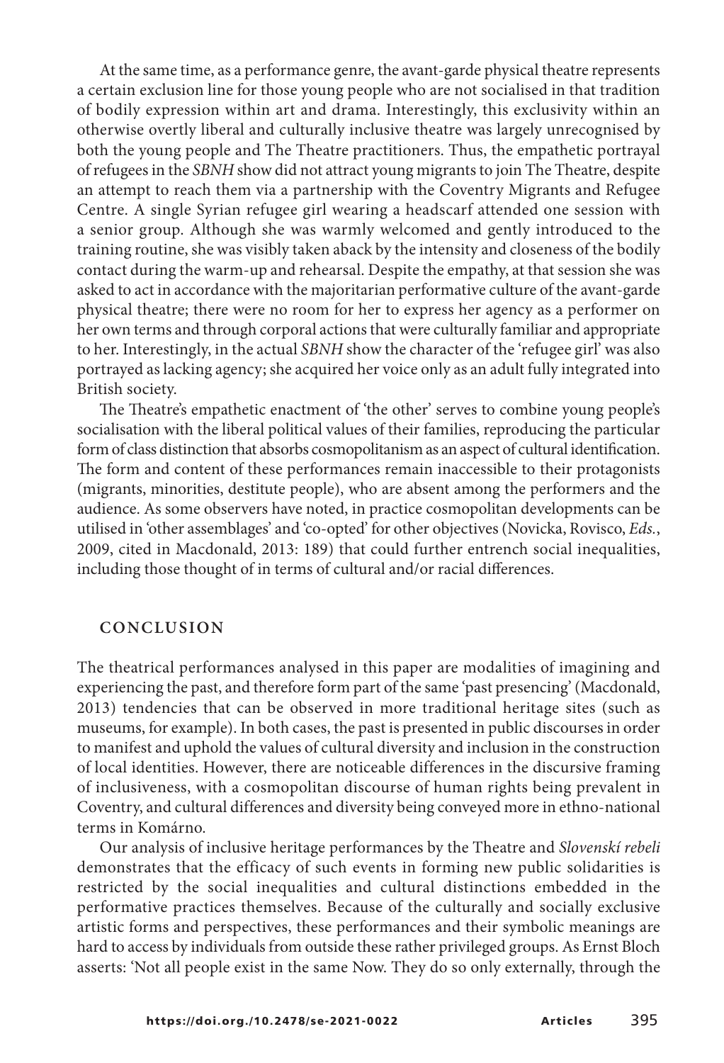At the same time, as a performance genre, the avant-garde physical theatre represents a certain exclusion line for those young people who are not socialised in that tradition of bodily expression within art and drama. Interestingly, this exclusivity within an otherwise overtly liberal and culturally inclusive theatre was largely unrecognised by both the young people and The Theatre practitioners. Thus, the empathetic portrayal of refugees in the *SBNH* show did not attract young migrants to join The Theatre, despite an attempt to reach them via a partnership with the Coventry Migrants and Refugee Centre. A single Syrian refugee girl wearing a headscarf attended one session with a senior group. Although she was warmly welcomed and gently introduced to the training routine, she was visibly taken aback by the intensity and closeness of the bodily contact during the warm-up and rehearsal. Despite the empathy, at that session she was asked to act in accordance with the majoritarian performative culture of the avant-garde physical theatre; there were no room for her to express her agency as a performer on her own terms and through corporal actions that were culturally familiar and appropriate to her. Interestingly, in the actual *SBNH* show the character of the 'refugee girl' was also portrayed as lacking agency; she acquired her voice only as an adult fully integrated into British society.

The Theatre's empathetic enactment of 'the other' serves to combine young people's socialisation with the liberal political values of their families, reproducing the particular form of class distinction that absorbs cosmopolitanism as an aspect of cultural identification. The form and content of these performances remain inaccessible to their protagonists (migrants, minorities, destitute people), who are absent among the performers and the audience. As some observers have noted, in practice cosmopolitan developments can be utilised in 'other assemblages' and 'co-opted' for other objectives (Novicka, Rovisco, *Eds.*, 2009, cited in Macdonald, 2013: 189) that could further entrench social inequalities, including those thought of in terms of cultural and/or racial differences.

## CONCLUSION

The theatrical performances analysed in this paper are modalities of imagining and experiencing the past, and therefore form part of the same 'past presencing' (Macdonald, 2013) tendencies that can be observed in more traditional heritage sites (such as museums, for example). In both cases, the past is presented in public discourses in order to manifest and uphold the values of cultural diversity and inclusion in the construction of local identities. However, there are noticeable differences in the discursive framing of inclusiveness, with a cosmopolitan discourse of human rights being prevalent in Coventry, and cultural differences and diversity being conveyed more in ethno-national terms in Komárno.

Our analysis of inclusive heritage performances by the Theatre and *Slovenskí rebeli* demonstrates that the efficacy of such events in forming new public solidarities is restricted by the social inequalities and cultural distinctions embedded in the performative practices themselves. Because of the culturally and socially exclusive artistic forms and perspectives, these performances and their symbolic meanings are hard to access by individuals from outside these rather privileged groups. As Ernst Bloch asserts: 'Not all people exist in the same Now. They do so only externally, through the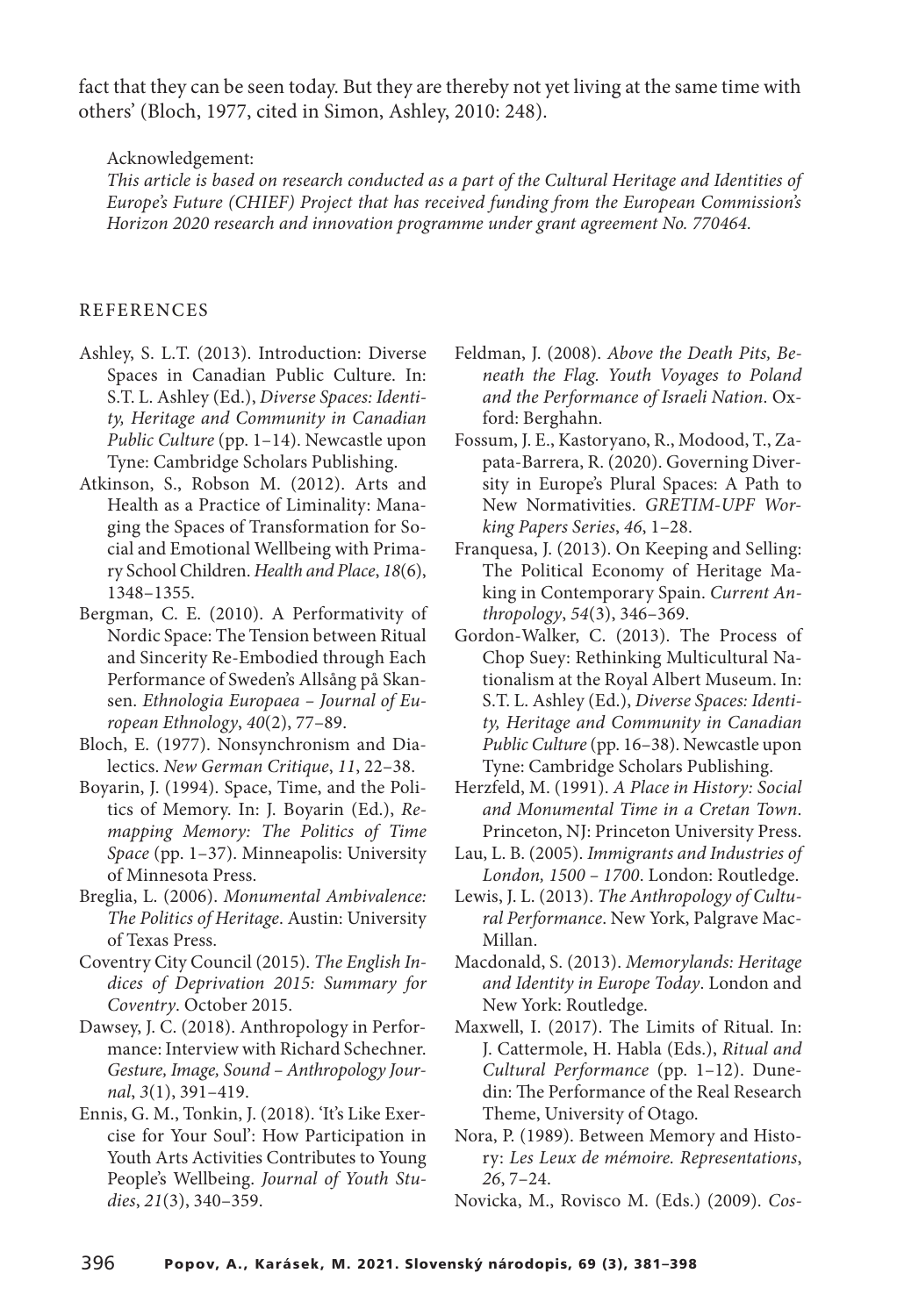fact that they can be seen today. But they are thereby not yet living at the same time with others' (Bloch, 1977, cited in Simon, Ashley, 2010: 248).

Acknowledgement:
*This article is based on research conducted as a part of the Cultural Heritage and Identities of Europe's Future (CHIEF) Project that has received funding from the European Commission's Horizon 2020 research and innovation programme under grant agreement No. 770464.*

## REFERENCES

Ashley, S. L.T. (2013). Introduction: Diverse Spaces in Canadian Public Culture. In: S.T. L. Ashley (Ed.), *Diverse Spaces: Identity, Heritage and Community in Canadian Public Culture* (pp. 1–14). Newcastle upon Tyne: Cambridge Scholars Publishing.

Atkinson, S., Robson M. (2012). Arts and Health as a Practice of Liminality: Managing the Spaces of Transformation for Social and Emotional Wellbeing with Primary School Children. *Health and Place*, *18*(6), 1348–1355.

Bergman, C. E. (2010). A Performativity of Nordic Space: The Tension between Ritual and Sincerity Re-Embodied through Each Performance of Sweden's Allsång på Skansen. *Ethnologia Europaea – Journal of European Ethnology*, *40*(2), 77–89.

Bloch, E. (1977). Nonsynchronism and Dialectics. *New German Critique*, *11*, 22–38.

Boyarin, J. (1994). Space, Time, and the Politics of Memory. In: J. Boyarin (Ed.), *Remapping Memory: The Politics of Time Space* (pp. 1–37). Minneapolis: University of Minnesota Press.

Breglia, L. (2006). *Monumental Ambivalence: The Politics of Heritage*. Austin: University of Texas Press.

Coventry City Council (2015). *The English Indices of Deprivation 2015: Summary for Coventry*. October 2015.

Dawsey, J. C. (2018). Anthropology in Performance: Interview with Richard Schechner. *Gesture, Image, Sound – Anthropology Journal*, *3*(1), 391–419.

Ennis, G. M., Tonkin, J. (2018). 'It's Like Exercise for Your Soul': How Participation in Youth Arts Activities Contributes to Young People's Wellbeing. *Journal of Youth Studies*, *21*(3), 340–359.

Feldman, J. (2008). *Above the Death Pits, Beneath the Flag. Youth Voyages to Poland and the Performance of Israeli Nation*. Oxford: Berghahn.

Fossum, J. E., Kastoryano, R., Modood, T., Zapata-Barrera, R. (2020). Governing Diversity in Europe's Plural Spaces: A Path to New Normativities. *GRETIM-UPF Working Papers Series*, *46*, 1–28.

Franquesa, J. (2013). On Keeping and Selling: The Political Economy of Heritage Making in Contemporary Spain. *Current Anthropology*, *54*(3), 346–369.

Gordon-Walker, C. (2013). The Process of Chop Suey: Rethinking Multicultural Nationalism at the Royal Albert Museum. In: S.T. L. Ashley (Ed.), *Diverse Spaces: Identity, Heritage and Community in Canadian Public Culture* (pp. 16–38). Newcastle upon Tyne: Cambridge Scholars Publishing.

Herzfeld, M. (1991). *A Place in History: Social and Monumental Time in a Cretan Town*. Princeton, NJ: Princeton University Press.

Lau, L. B. (2005). *Immigrants and Industries of London, 1500 – 1700*. London: Routledge.

Lewis, J. L. (2013). *The Anthropology of Cultural Performance*. New York, Palgrave MacMillan.

Macdonald, S. (2013). *Memorylands: Heritage and Identity in Europe Today*. London and New York: Routledge.

Maxwell, I. (2017). The Limits of Ritual. In: J. Cattermole, H. Habla (Eds.), *Ritual and Cultural Performance* (pp. 1–12). Dunedin: The Performance of the Real Research Theme, University of Otago.

Nora, P. (1989). Between Memory and History: *Les Leux de mémoire. Representations*, *26*, 7–24.

Novicka, M., Rovisco M. (Eds.) (2009). *Cos-*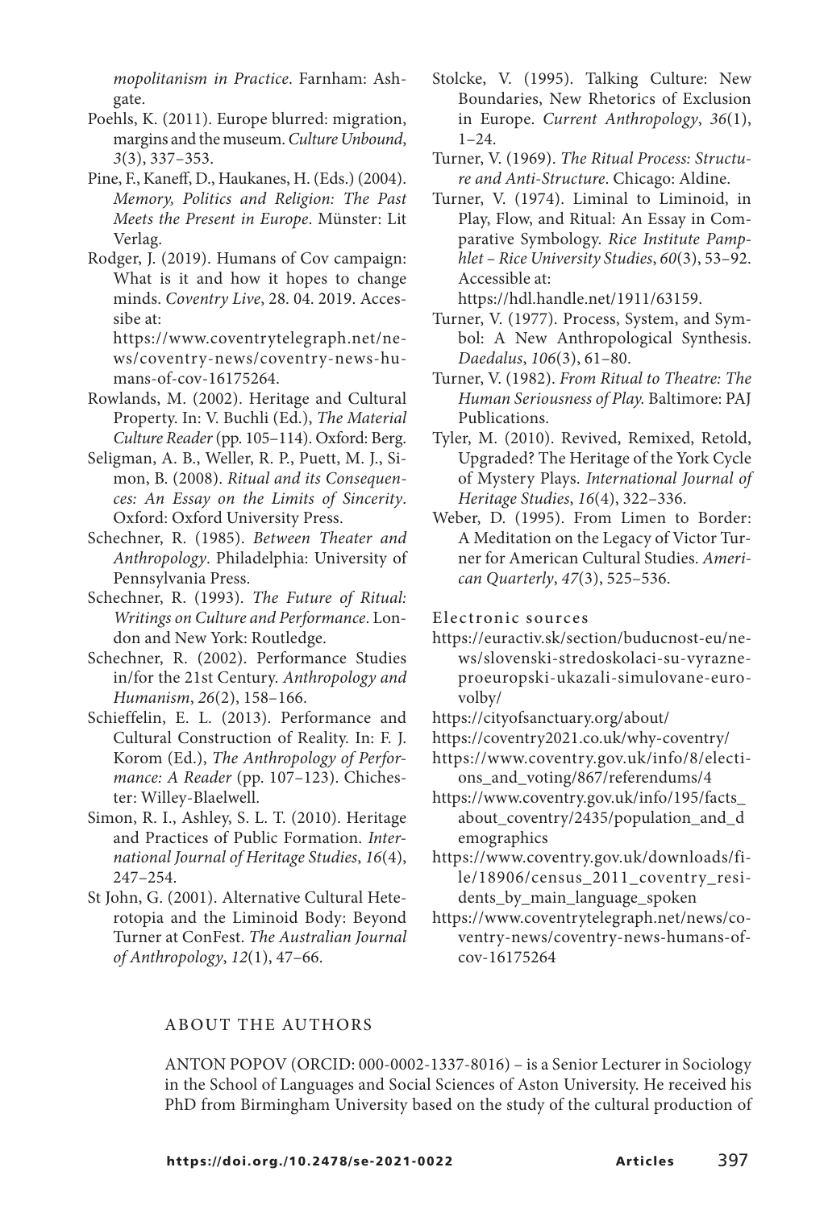*mopolitanism in Practice*. Farnham: Ashgate.

Poehls, K. (2011). Europe blurred: migration, margins and the museum. *Culture Unbound*, *3*(3), 337–353.

Pine, F., Kaneff, D., Haukanes, H. (Eds.) (2004). *Memory, Politics and Religion: The Past Meets the Present in Europe*. Münster: Lit Verlag.

Rodger, J. (2019). Humans of Cov campaign: What is it and how it hopes to change minds. *Coventry Live*, 28. 04. 2019. Accessibe at: https://www.coventrytelegraph.net/news/coventry-news/coventry-news-humans-of-cov-16175264.

Rowlands, M. (2002). Heritage and Cultural Property. In: V. Buchli (Ed.), *The Material Culture Reader* (pp. 105–114). Oxford: Berg.

Seligman, A. B., Weller, R. P., Puett, M. J., Simon, B. (2008). *Ritual and its Consequences: An Essay on the Limits of Sincerity*. Oxford: Oxford University Press.

Schechner, R. (1985). *Between Theater and Anthropology*. Philadelphia: University of Pennsylvania Press.

Schechner, R. (1993). *The Future of Ritual: Writings on Culture and Performance*. London and New York: Routledge.

Schechner, R. (2002). Performance Studies in/for the 21st Century. *Anthropology and Humanism*, *26*(2), 158–166.

Schieffelin, E. L. (2013). Performance and Cultural Construction of Reality. In: F. J. Korom (Ed.), *The Anthropology of Performance: A Reader* (pp. 107–123). Chichester: Willey-Blaelwell.

Simon, R. I., Ashley, S. L. T. (2010). Heritage and Practices of Public Formation. *International Journal of Heritage Studies*, *16*(4), 247–254.

St John, G. (2001). Alternative Cultural Heterotopia and the Liminoid Body: Beyond Turner at ConFest. *The Australian Journal of Anthropology*, *12*(1), 47–66.

Stolcke, V. (1995). Talking Culture: New Boundaries, New Rhetorics of Exclusion in Europe. *Current Anthropology*, *36*(1), 1–24.

Turner, V. (1969). *The Ritual Process: Structure and Anti-Structure*. Chicago: Aldine.

Turner, V. (1974). Liminal to Liminoid, in Play, Flow, and Ritual: An Essay in Comparative Symbology. *Rice Institute Pamphlet – Rice University Studies*, *60*(3), 53–92. Accessible at: https://hdl.handle.net/1911/63159.

Turner, V. (1977). Process, System, and Symbol: A New Anthropological Synthesis. *Daedalus*, *106*(3), 61–80.

Turner, V. (1982). *From Ritual to Theatre: The Human Seriousness of Play*. Baltimore: PAJ Publications.

Tyler, M. (2010). Revived, Remixed, Retold, Upgraded? The Heritage of the York Cycle of Mystery Plays. *International Journal of Heritage Studies*, *16*(4), 322–336.

Weber, D. (1995). From Limen to Border: A Meditation on the Legacy of Victor Turner for American Cultural Studies. *American Quarterly*, *47*(3), 525–536.

Electronic sources

https://euractiv.sk/section/buducnost-eu/news/slovenski-stredoskolaci-su-vyrazne-proeuropski-ukazali-simulovane-eurovolby/

https://cityofsanctuary.org/about/

https://coventry2021.co.uk/why-coventry/

https://www.coventry.gov.uk/info/8/elections_and_voting/867/referendums/4

https://www.coventry.gov.uk/info/195/facts_about_coventry/2435/population_and_demographics

https://www.coventry.gov.uk/downloads/file/18906/census_2011_coventry_residents_by_main_language_spoken

https://www.coventrytelegraph.net/news/coventry-news/coventry-news-humans-of-cov-16175264

## ABOUT THE AUTHORS

ANTON POPOV (ORCID: 000-0002-1337-8016) – is a Senior Lecturer in Sociology in the School of Languages and Social Sciences of Aston University. He received his PhD from Birmingham University based on the study of the cultural production of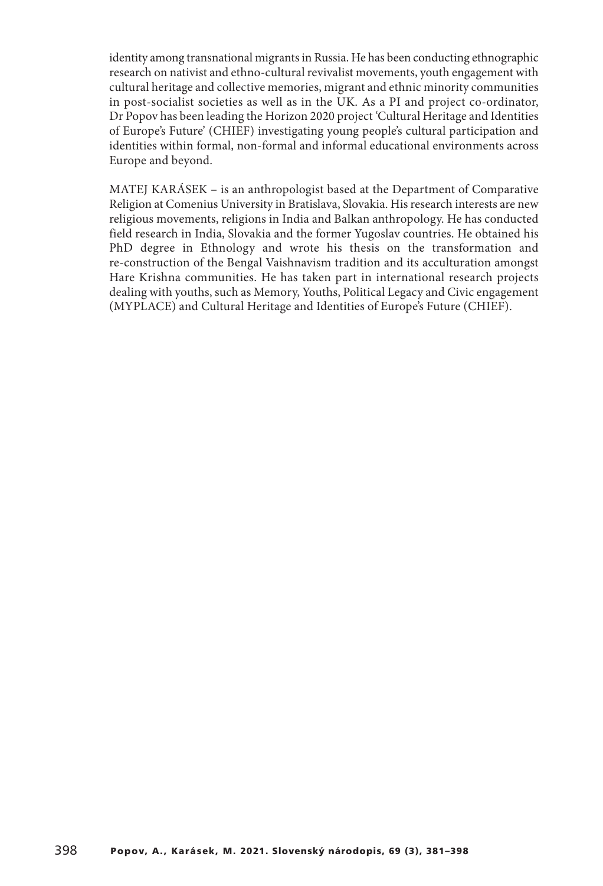identity among transnational migrants in Russia. He has been conducting ethnographic research on nativist and ethno-cultural revivalist movements, youth engagement with cultural heritage and collective memories, migrant and ethnic minority communities in post-socialist societies as well as in the UK. As a PI and project co-ordinator, Dr Popov has been leading the Horizon 2020 project 'Cultural Heritage and Identities of Europe's Future' (CHIEF) investigating young people's cultural participation and identities within formal, non-formal and informal educational environments across Europe and beyond.

MATEJ KARÁSEK – is an anthropologist based at the Department of Comparative Religion at Comenius University in Bratislava, Slovakia. His research interests are new religious movements, religions in India and Balkan anthropology. He has conducted field research in India, Slovakia and the former Yugoslav countries. He obtained his PhD degree in Ethnology and wrote his thesis on the transformation and re-construction of the Bengal Vaishnavism tradition and its acculturation amongst Hare Krishna communities. He has taken part in international research projects dealing with youths, such as Memory, Youths, Political Legacy and Civic engagement (MYPLACE) and Cultural Heritage and Identities of Europe's Future (CHIEF).